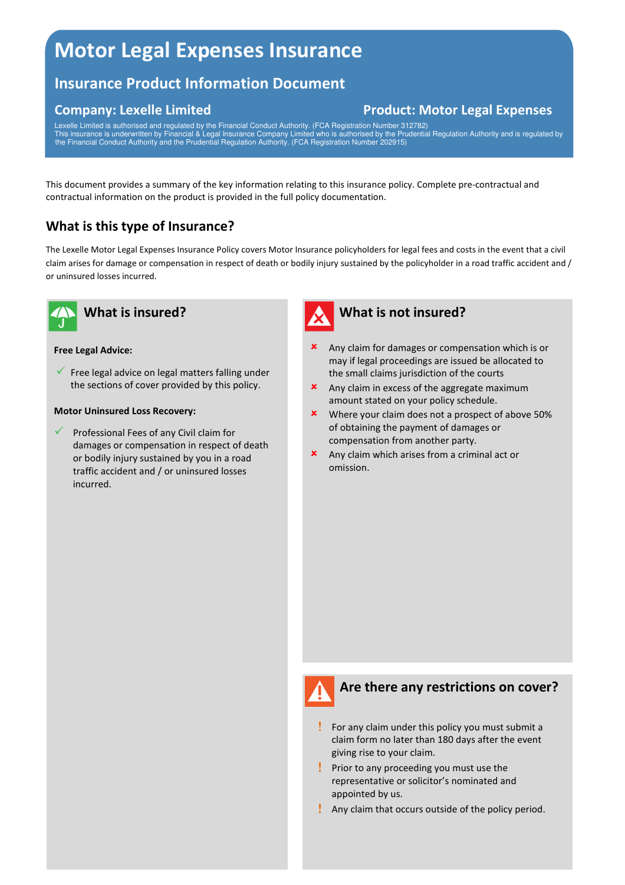# Motor Legal Expenses Insurance

## Insurance Product Information Document

### Company: Lexelle Limited

### Product: Motor Legal Expenses

Lexelle Limited is authorised and regulated by the Financial Conduct Authority. (FCA Registration Number 312782)
This insurance is underwritten by Financial & Legal Insurance Company Limited who is authorised by the Prudential Regulation Authority and is regulated by the Financial Conduct Authority and the Prudential Regulation Authority. (FCA Registration Number 202915)

This document provides a summary of the key information relating to this insurance policy. Complete pre-contractual and contractual information on the product is provided in the full policy documentation.

## What is this type of Insurance?

The Lexelle Motor Legal Expenses Insurance Policy covers Motor Insurance policyholders for legal fees and costs in the event that a civil claim arises for damage or compensation in respect of death or bodily injury sustained by the policyholder in a road traffic accident and / or uninsured losses incurred.

## What is insured?

**Free Legal Advice:**

- ✓ Free legal advice on legal matters falling under the sections of cover provided by this policy.

**Motor Uninsured Loss Recovery:**

- ✓ Professional Fees of any Civil claim for damages or compensation in respect of death or bodily injury sustained by you in a road traffic accident and / or uninsured losses incurred.

## What is not insured?

- ✗ Any claim for damages or compensation which is or may if legal proceedings are issued be allocated to the small claims jurisdiction of the courts
- ✗ Any claim in excess of the aggregate maximum amount stated on your policy schedule.
- ✗ Where your claim does not a prospect of above 50% of obtaining the payment of damages or compensation from another party.
- ✗ Any claim which arises from a criminal act or omission.

## Are there any restrictions on cover?

- ! For any claim under this policy you must submit a claim form no later than 180 days after the event giving rise to your claim.
- ! Prior to any proceeding you must use the representative or solicitor's nominated and appointed by us.
- ! Any claim that occurs outside of the policy period.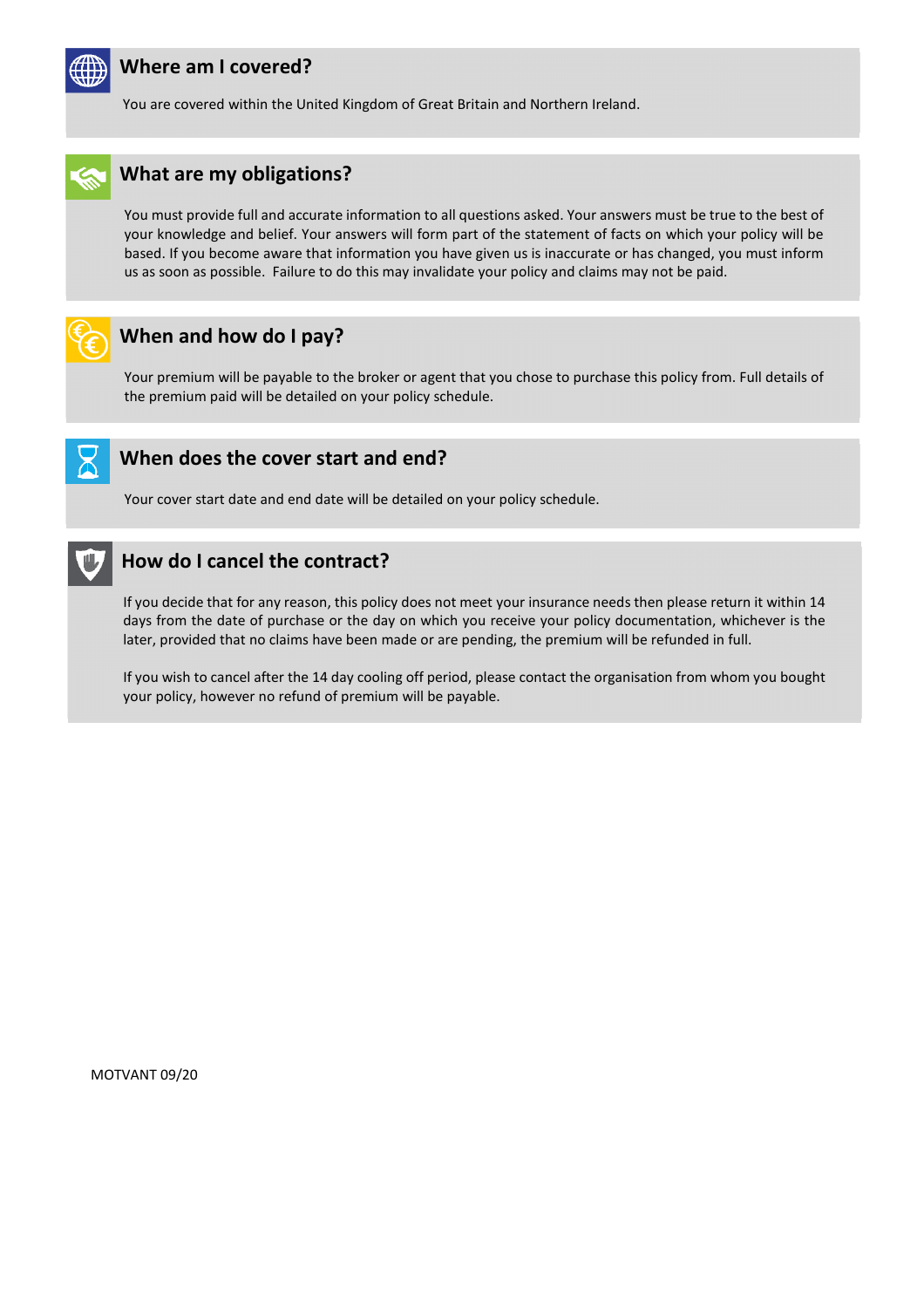## Where am I covered?

You are covered within the United Kingdom of Great Britain and Northern Ireland.

## What are my obligations?

You must provide full and accurate information to all questions asked. Your answers must be true to the best of your knowledge and belief. Your answers will form part of the statement of facts on which your policy will be based. If you become aware that information you have given us is inaccurate or has changed, you must inform us as soon as possible. Failure to do this may invalidate your policy and claims may not be paid.

## When and how do I pay?

Your premium will be payable to the broker or agent that you chose to purchase this policy from. Full details of the premium paid will be detailed on your policy schedule.

## When does the cover start and end?

Your cover start date and end date will be detailed on your policy schedule.

## How do I cancel the contract?

If you decide that for any reason, this policy does not meet your insurance needs then please return it within 14 days from the date of purchase or the day on which you receive your policy documentation, whichever is the later, provided that no claims have been made or are pending, the premium will be refunded in full.

If you wish to cancel after the 14 day cooling off period, please contact the organisation from whom you bought your policy, however no refund of premium will be payable.

MOTVANT 09/20